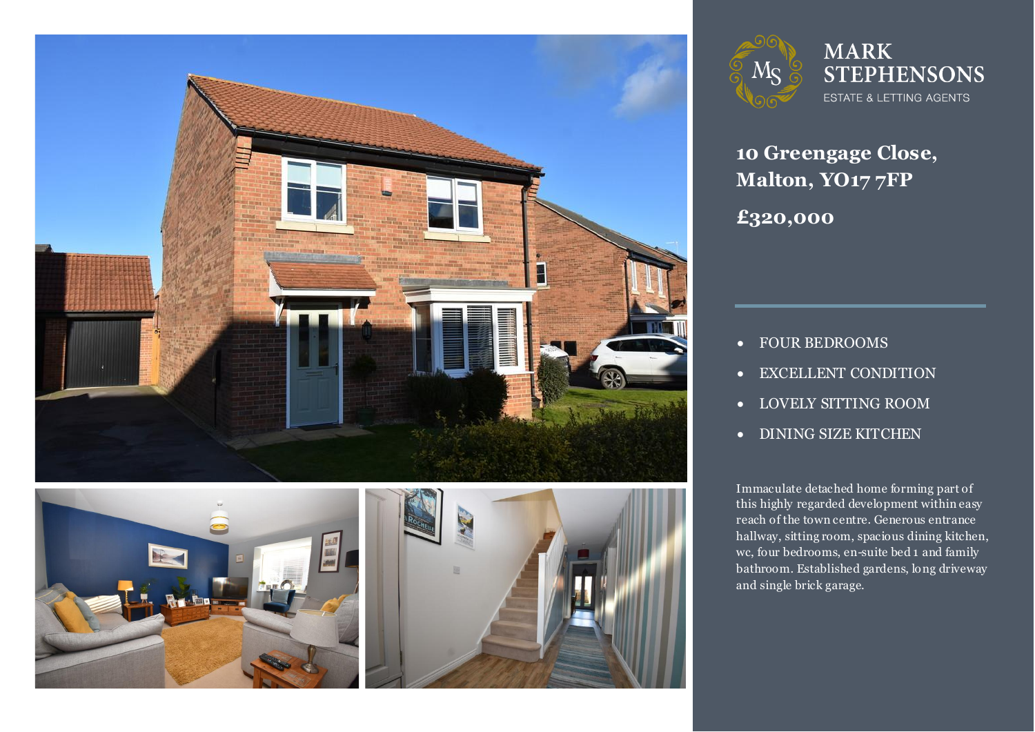MARK STEPHENSONS

ESTATE & LETTING AGENTS

# 10 Greengage Close, Malton, YO17 7FP

## £320,000

- FOUR BEDROOMS
- EXCELLENT CONDITION
- LOVELY SITTING ROOM
- DINING SIZE KITCHEN

Immaculate detached home forming part of this highly regarded development within easy reach of the town centre. Generous entrance hallway, sitting room, spacious dining kitchen, wc, four bedrooms, en-suite bed 1 and family bathroom. Established gardens, long driveway and single brick garage.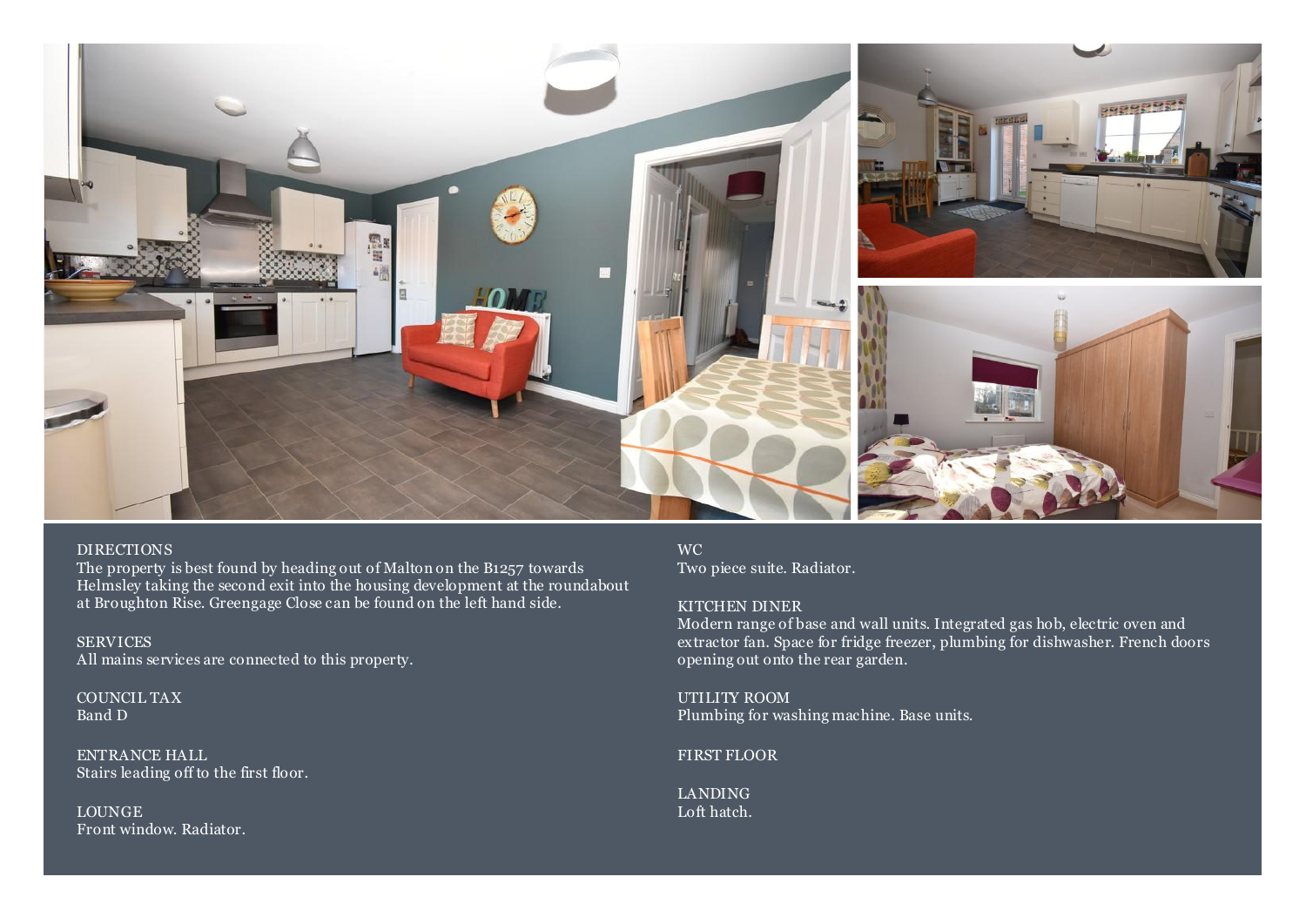## DIRECTIONS

The property is best found by heading out of Malton on the B1257 towards Helmsley taking the second exit into the housing development at the roundabout at Broughton Rise. Greengage Close can be found on the left hand side.

## SERVICES

All mains services are connected to this property.

## COUNCIL TAX

Band D

## ENTRANCE HALL

Stairs leading off to the first floor.

## LOUNGE

Front window. Radiator.

## WC

Two piece suite. Radiator.

## KITCHEN DINER

Modern range of base and wall units. Integrated gas hob, electric oven and extractor fan. Space for fridge freezer, plumbing for dishwasher. French doors opening out onto the rear garden.

## UTILITY ROOM

Plumbing for washing machine. Base units.

## FIRST FLOOR

## LANDING

Loft hatch.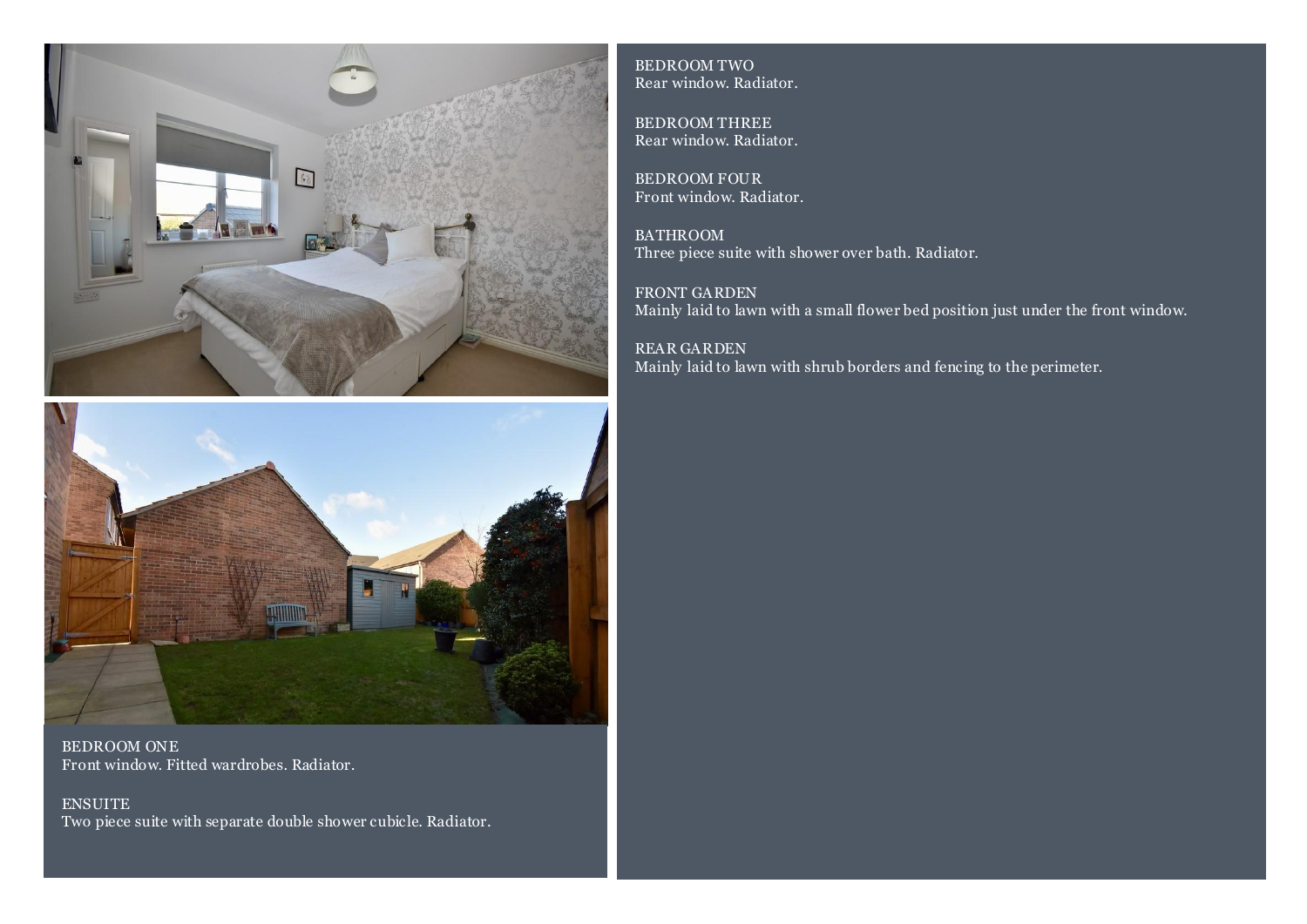BEDROOM ONE
Front window. Fitted wardrobes. Radiator.

ENSUITE
Two piece suite with separate double shower cubicle. Radiator.

BEDROOM TWO
Rear window. Radiator.

BEDROOM THREE
Rear window. Radiator.

BEDROOM FOUR
Front window. Radiator.

BATHROOM
Three piece suite with shower over bath. Radiator.

FRONT GARDEN
Mainly laid to lawn with a small flower bed position just under the front window.

REAR GARDEN
Mainly laid to lawn with shrub borders and fencing to the perimeter.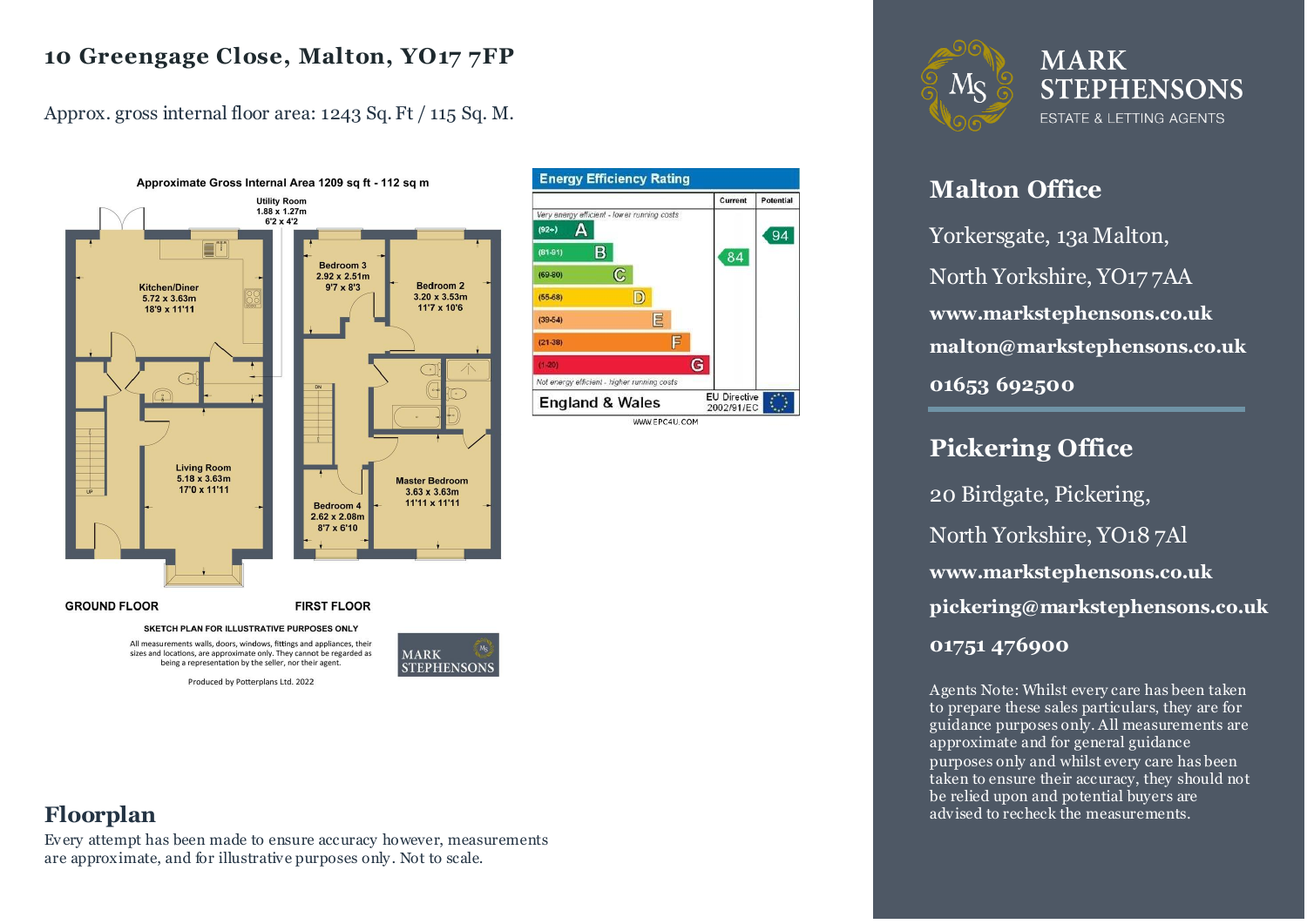# 10 Greengage Close, Malton, YO17 7FP

Approx. gross internal floor area: 1243 Sq. Ft / 115 Sq. M.

Approximate Gross Internal Area 1209 sq ft - 112 sq m

Utility Room
1.88 x 1.27m
6'2 x 4'2

Kitchen/Diner
5.72 x 3.63m
18'9 x 11'11

Living Room
5.18 x 3.63m
17'0 x 11'11

Bedroom 3
2.92 x 2.51m
9'7 x 8'3

Bedroom 2
3.20 x 3.53m
11'7 x 10'6

Master Bedroom
3.63 x 3.63m
11'11 x 11'11

Bedroom 4
2.62 x 2.08m
8'7 x 6'10

GROUND FLOOR

FIRST FLOOR

SKETCH PLAN FOR ILLUSTRATIVE PURPOSES ONLY

All measurements walls, doors, windows, fittings and appliances, their sizes and locations, are approximate only. They cannot be regarded as being a representation by the seller, nor their agent.

Produced by Potterplans Ltd. 2022

MARK STEPHENSONS

Energy Efficiency Rating

Current: 84
Potential: 94

Very energy efficient - lower running costs
(92+) A
(81-91) B
(69-80) C
(55-68) D
(39-54) E
(21-38) F
(1-20) G
Not energy efficient - higher running costs

England & Wales
EU Directive 2002/91/EC

WWW.EPC4U.COM

## Floorplan

Every attempt has been made to ensure accuracy however, measurements are approximate, and for illustrative purposes only. Not to scale.

MARK STEPHENSONS
ESTATE & LETTING AGENTS

## Malton Office

Yorkersgate, 13a Malton,

North Yorkshire, YO17 7AA

**www.markstephensons.co.uk**

**malton@markstephensons.co.uk**

**01653 692500**

## Pickering Office

20 Birdgate, Pickering,

North Yorkshire, YO18 7Al

**www.markstephensons.co.uk**

**pickering@markstephensons.co.uk**

**01751 476900**

Agents Note: Whilst every care has been taken to prepare these sales particulars, they are for guidance purposes only. All measurements are approximate and for general guidance purposes only and whilst every care has been taken to ensure their accuracy, they should not be relied upon and potential buyers are advised to recheck the measurements.